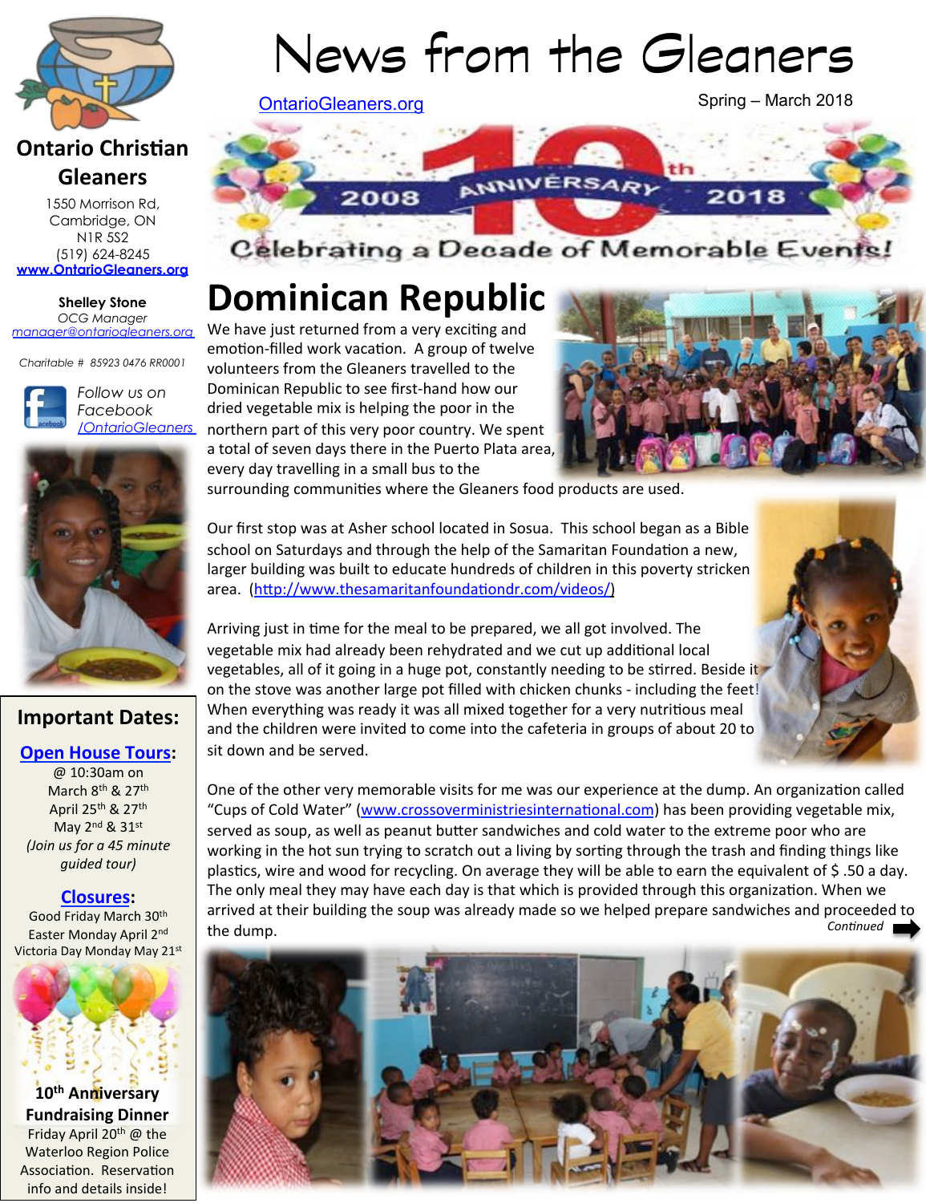# News from the Gleaners

OntarioGleaners.org

Spring – March 2018

2008 10th ANNIVERSARY 2018

Celebrating a Decade of Memorable Events!

**Ontario Christian Gleaners**

1550 Morrison Rd,
Cambridge, ON
N1R 5S2
(519) 624-8245
www.OntarioGleaners.org

**Shelley Stone**
*OCG Manager*
manager@ontariogleaners.org

*Charitable # 85923 0476 RR0001*

*Follow us on Facebook /OntarioGleaners*

## Important Dates:

**Open House Tours:**
@ 10:30am on
March 8th & 27th
April 25th & 27th
May 2nd & 31st
*(Join us for a 45 minute guided tour)*

**Closures:**
Good Friday March 30th
Easter Monday April 2nd
Victoria Day Monday May 21st

**10th Anniversary Fundraising Dinner**
Friday April 20th @ the Waterloo Region Police Association. Reservation info and details inside!

## Dominican Republic

We have just returned from a very exciting and emotion-filled work vacation. A group of twelve volunteers from the Gleaners travelled to the Dominican Republic to see first-hand how our dried vegetable mix is helping the poor in the northern part of this very poor country. We spent a total of seven days there in the Puerto Plata area, every day travelling in a small bus to the surrounding communities where the Gleaners food products are used.

Our first stop was at Asher school located in Sosua. This school began as a Bible school on Saturdays and through the help of the Samaritan Foundation a new, larger building was built to educate hundreds of children in this poverty stricken area. (http://www.thesamaritanfoundationdr.com/videos/)

Arriving just in time for the meal to be prepared, we all got involved. The vegetable mix had already been rehydrated and we cut up additional local vegetables, all of it going in a huge pot, constantly needing to be stirred. Beside it on the stove was another large pot filled with chicken chunks - including the feet! When everything was ready it was all mixed together for a very nutritious meal and the children were invited to come into the cafeteria in groups of about 20 to sit down and be served.

One of the other very memorable visits for me was our experience at the dump. An organization called "Cups of Cold Water" (www.crossoverministriesinternational.com) has been providing vegetable mix, served as soup, as well as peanut butter sandwiches and cold water to the extreme poor who are working in the hot sun trying to scratch out a living by sorting through the trash and finding things like plastics, wire and wood for recycling. On average they will be able to earn the equivalent of $ .50 a day. The only meal they may have each day is that which is provided through this organization. When we arrived at their building the soup was already made so we helped prepare sandwiches and proceeded to the dump.

*Continued*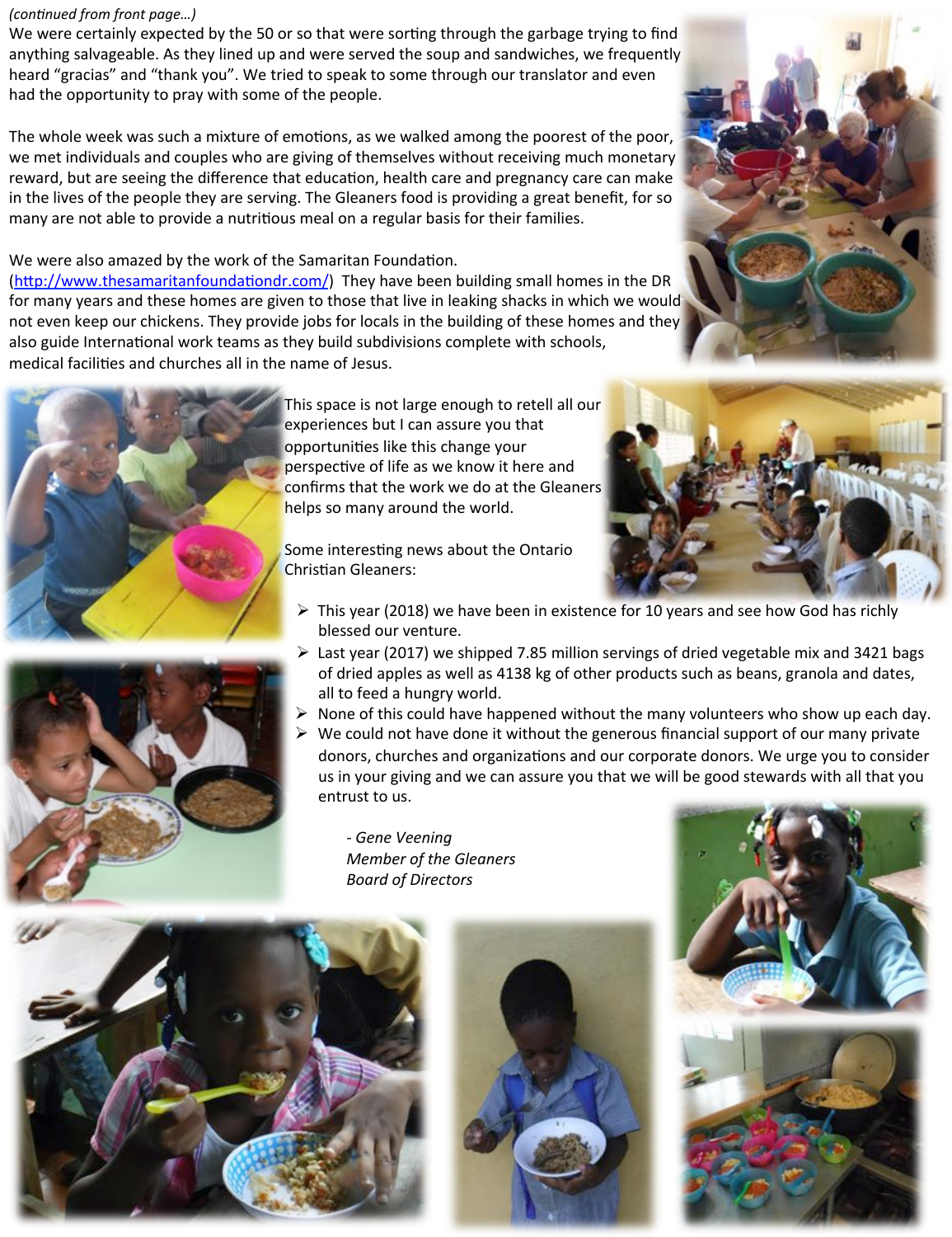*(continued from front page…)*

We were certainly expected by the 50 or so that were sorting through the garbage trying to find anything salvageable. As they lined up and were served the soup and sandwiches, we frequently heard "gracias" and "thank you". We tried to speak to some through our translator and even had the opportunity to pray with some of the people.

The whole week was such a mixture of emotions, as we walked among the poorest of the poor, we met individuals and couples who are giving of themselves without receiving much monetary reward, but are seeing the difference that education, health care and pregnancy care can make in the lives of the people they are serving. The Gleaners food is providing a great benefit, for so many are not able to provide a nutritious meal on a regular basis for their families.

We were also amazed by the work of the Samaritan Foundation. (http://www.thesamaritanfoundationdr.com/) They have been building small homes in the DR for many years and these homes are given to those that live in leaking shacks in which we would not even keep our chickens. They provide jobs for locals in the building of these homes and they also guide International work teams as they build subdivisions complete with schools, medical facilities and churches all in the name of Jesus.

This space is not large enough to retell all our experiences but I can assure you that opportunities like this change your perspective of life as we know it here and confirms that the work we do at the Gleaners helps so many around the world.

Some interesting news about the Ontario Christian Gleaners:

- This year (2018) we have been in existence for 10 years and see how God has richly blessed our venture.
- Last year (2017) we shipped 7.85 million servings of dried vegetable mix and 3421 bags of dried apples as well as 4138 kg of other products such as beans, granola and dates, all to feed a hungry world.
- None of this could have happened without the many volunteers who show up each day.
- We could not have done it without the generous financial support of our many private donors, churches and organizations and our corporate donors. We urge you to consider us in your giving and we can assure you that we will be good stewards with all that you entrust to us.

*- Gene Veening*
*Member of the Gleaners*
*Board of Directors*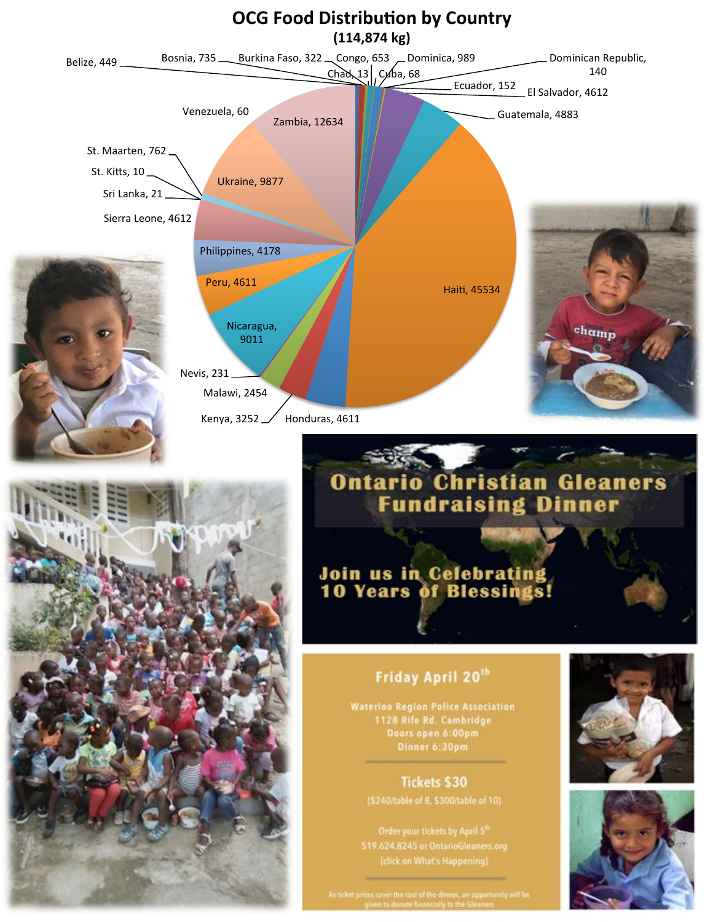# OCG Food Distribution by Country

**(114,874 kg)**

| Country | kg |
|---|---|
| Belize | 449 |
| Bosnia | 735 |
| Burkina Faso | 322 |
| Chad | 13 |
| Congo | 653 |
| Cuba | 68 |
| Dominica | 989 |
| Dominican Republic | 140 |
| Ecuador | 152 |
| El Salvador | 4612 |
| Guatemala | 4883 |
| Haiti | 45534 |
| Honduras | 4611 |
| Kenya | 3252 |
| Malawi | 2454 |
| Nevis | 231 |
| Nicaragua | 9011 |
| Peru | 4611 |
| Philippines | 4178 |
| Sierra Leone | 4612 |
| Sri Lanka | 21 |
| St. Kitts | 10 |
| St. Maarten | 762 |
| Ukraine | 9877 |
| Venezuela | 60 |
| Zambia | 12634 |

## Ontario Christian Gleaners Fundraising Dinner

**Join us in Celebrating 10 Years of Blessings!**

**Friday April 20th**

Waterloo Region Police Association
1128 Rife Rd. Cambridge
Doors open 6:00pm
Dinner 6:30pm

**Tickets $30**

($240/table of 8, $300/table of 10)

Order your tickets by April 5th
519.624.8245 or OntarioGleaners.org
(click on What's Happening)

As ticket prices cover the cost of the dinner, an opportunity will be given to donate financially to the Gleaners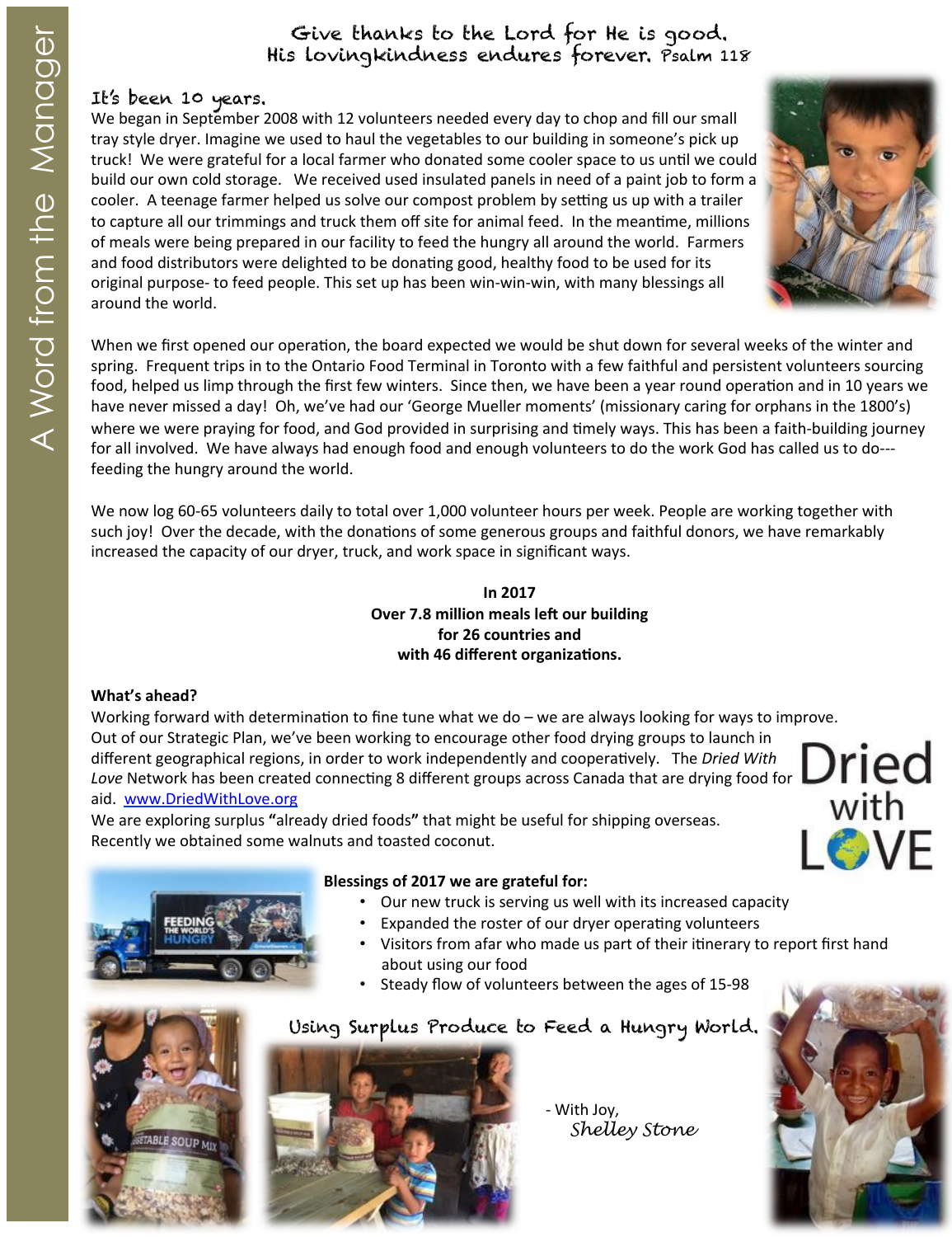# A Word from the Manager

Give thanks to the Lord for He is good.
His lovingkindness endures forever. Psalm 118

## It's been 10 years.

We began in September 2008 with 12 volunteers needed every day to chop and fill our small tray style dryer. Imagine we used to haul the vegetables to our building in someone's pick up truck! We were grateful for a local farmer who donated some cooler space to us until we could build our own cold storage. We received used insulated panels in need of a paint job to form a cooler. A teenage farmer helped us solve our compost problem by setting us up with a trailer to capture all our trimmings and truck them off site for animal feed. In the meantime, millions of meals were being prepared in our facility to feed the hungry all around the world. Farmers and food distributors were delighted to be donating good, healthy food to be used for its original purpose- to feed people. This set up has been win-win-win, with many blessings all around the world.

When we first opened our operation, the board expected we would be shut down for several weeks of the winter and spring. Frequent trips in to the Ontario Food Terminal in Toronto with a few faithful and persistent volunteers sourcing food, helped us limp through the first few winters. Since then, we have been a year round operation and in 10 years we have never missed a day! Oh, we've had our 'George Mueller moments' (missionary caring for orphans in the 1800's) where we were praying for food, and God provided in surprising and timely ways. This has been a faith-building journey for all involved. We have always had enough food and enough volunteers to do the work God has called us to do---feeding the hungry around the world.

We now log 60-65 volunteers daily to total over 1,000 volunteer hours per week. People are working together with such joy! Over the decade, with the donations of some generous groups and faithful donors, we have remarkably increased the capacity of our dryer, truck, and work space in significant ways.

**In 2017**
**Over 7.8 million meals left our building**
**for 26 countries and**
**with 46 different organizations.**

**What's ahead?**

Working forward with determination to fine tune what we do – we are always looking for ways to improve. Out of our Strategic Plan, we've been working to encourage other food drying groups to launch in different geographical regions, in order to work independently and cooperatively. The *Dried With Love* Network has been created connecting 8 different groups across Canada that are drying food for aid. www.DriedWithLove.org

We are exploring surplus **"**already dried foods**"** that might be useful for shipping overseas. Recently we obtained some walnuts and toasted coconut.

**Blessings of 2017 we are grateful for:**

- Our new truck is serving us well with its increased capacity
- Expanded the roster of our dryer operating volunteers
- Visitors from afar who made us part of their itinerary to report first hand about using our food
- Steady flow of volunteers between the ages of 15-98

Using Surplus Produce to Feed a Hungry World.

- With Joy,
*Shelley Stone*